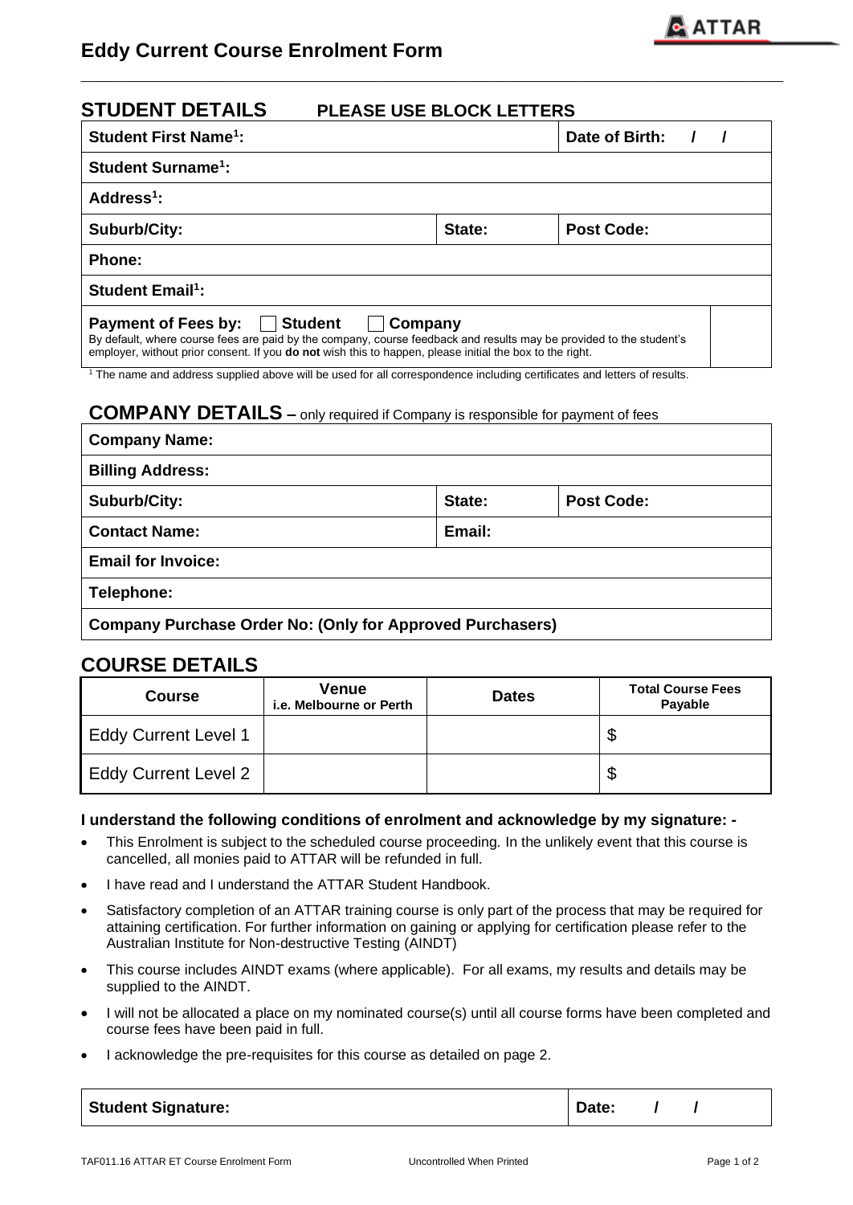# Eddy Current Course Enrolment Form

## STUDENT DETAILS PLEASE USE BLOCK LETTERS

| | | |
|---|---|---|
| **Student First Name[1]:** | | **Date of Birth: / /** |
| **Student Surname[1]:** | | |
| **Address[1]:** | | |
| **Suburb/City:** | **State:** | **Post Code:** |
| **Phone:** | | |
| **Student Email[1]:** | | |

**Payment of Fees by:** ☐ **Student** ☐ **Company**

By default, where course fees are paid by the company, course feedback and results may be provided to the student's employer, without prior consent. If you **do not** wish this to happen, please initial the box to the right. ☐

[1] The name and address supplied above will be used for all correspondence including certificates and letters of results.

## COMPANY DETAILS – only required if Company is responsible for payment of fees

| | | |
|---|---|---|
| **Company Name:** | | |
| **Billing Address:** | | |
| **Suburb/City:** | **State:** | **Post Code:** |
| **Contact Name:** | **Email:** | |
| **Email for Invoice:** | | |
| **Telephone:** | | |
| **Company Purchase Order No: (Only for Approved Purchasers)** | | |

## COURSE DETAILS

| Course | Venue i.e. Melbourne or Perth | Dates | Total Course Fees Payable |
|---|---|---|---|
| Eddy Current Level 1 | | | $ |
| Eddy Current Level 2 | | | $ |

**I understand the following conditions of enrolment and acknowledge by my signature: -**

- This Enrolment is subject to the scheduled course proceeding. In the unlikely event that this course is cancelled, all monies paid to ATTAR will be refunded in full.
- I have read and I understand the ATTAR Student Handbook.
- Satisfactory completion of an ATTAR training course is only part of the process that may be required for attaining certification. For further information on gaining or applying for certification please refer to the Australian Institute for Non-destructive Testing (AINDT)
- This course includes AINDT exams (where applicable). For all exams, my results and details may be supplied to the AINDT.
- I will not be allocated a place on my nominated course(s) until all course forms have been completed and course fees have been paid in full.
- I acknowledge the pre-requisites for this course as detailed on page 2.

| | |
|---|---|
| **Student Signature:** | **Date: / /** |

TAF011.16 ATTAR ET Course Enrolment Form Uncontrolled When Printed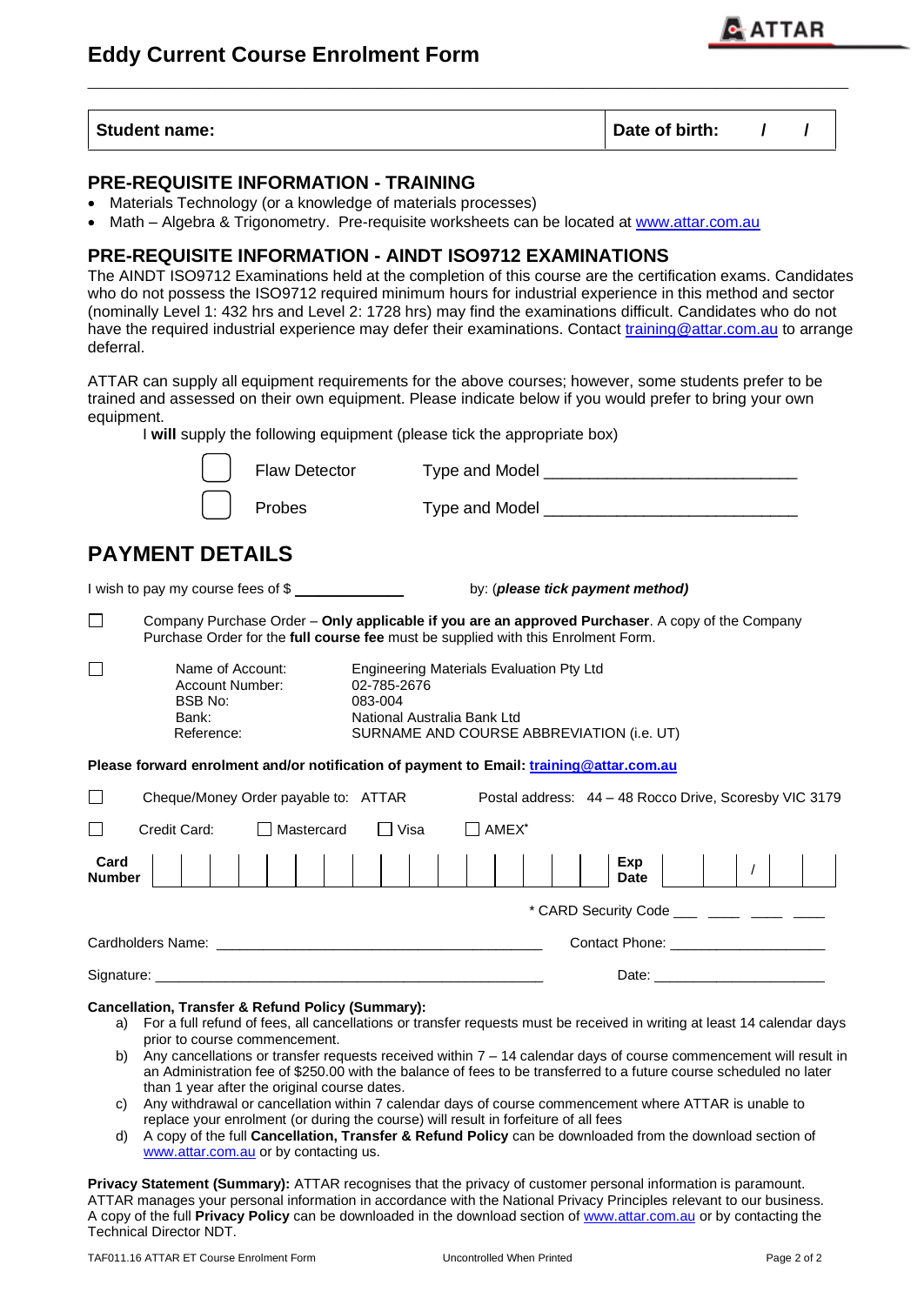# Eddy Current Course Enrolment Form

| **Student name:** | **Date of birth: / /** |
|---|---|

## PRE-REQUISITE INFORMATION - TRAINING

- Materials Technology (or a knowledge of materials processes)
- Math – Algebra & Trigonometry. Pre-requisite worksheets can be located at www.attar.com.au

## PRE-REQUISITE INFORMATION - AINDT ISO9712 EXAMINATIONS

The AINDT ISO9712 Examinations held at the completion of this course are the certification exams. Candidates who do not possess the ISO9712 required minimum hours for industrial experience in this method and sector (nominally Level 1: 432 hrs and Level 2: 1728 hrs) may find the examinations difficult. Candidates who do not have the required industrial experience may defer their examinations. Contact training@attar.com.au to arrange deferral.

ATTAR can supply all equipment requirements for the above courses; however, some students prefer to be trained and assessed on their own equipment. Please indicate below if you would prefer to bring your own equipment.

I **will** supply the following equipment (please tick the appropriate box)

☐ Flaw Detector    Type and Model ____________________________

☐ Probes    Type and Model ____________________________

## PAYMENT DETAILS

I wish to pay my course fees of $ ____________    by: (***please tick payment method)***

☐ Company Purchase Order – **Only applicable if you are an approved Purchaser**. A copy of the Company Purchase Order for the **full course fee** must be supplied with this Enrolment Form.

☐

| | |
|---|---|
| Name of Account: | Engineering Materials Evaluation Pty Ltd |
| Account Number: | 02-785-2676 |
| BSB No: | 083-004 |
| Bank: | National Australia Bank Ltd |
| Reference: | SURNAME AND COURSE ABBREVIATION (i.e. UT) |

**Please forward enrolment and/or notification of payment to Email: training@attar.com.au**

☐ Cheque/Money Order payable to: ATTAR    Postal address: 44 – 48 Rocco Drive, Scoresby VIC 3179

☐ Credit Card: ☐ Mastercard ☐ Visa ☐ AMEX*

**Card Number** | | | | | | | | | | | | | | | | |    **Exp Date** | | | / | | |

\* CARD Security Code ___ ___ ___ ___

Cardholders Name: ________________________________________    Contact Phone: ____________________

Signature: ________________________________________    Date: ____________________

**Cancellation, Transfer & Refund Policy (Summary):**

a) For a full refund of fees, all cancellations or transfer requests must be received in writing at least 14 calendar days prior to course commencement.
b) Any cancellations or transfer requests received within 7 – 14 calendar days of course commencement will result in an Administration fee of $250.00 with the balance of fees to be transferred to a future course scheduled no later than 1 year after the original course dates.
c) Any withdrawal or cancellation within 7 calendar days of course commencement where ATTAR is unable to replace your enrolment (or during the course) will result in forfeiture of all fees
d) A copy of the full **Cancellation, Transfer & Refund Policy** can be downloaded from the download section of www.attar.com.au or by contacting us.

**Privacy Statement (Summary):** ATTAR recognises that the privacy of customer personal information is paramount. ATTAR manages your personal information in accordance with the National Privacy Principles relevant to our business. A copy of the full **Privacy Policy** can be downloaded in the download section of www.attar.com.au or by contacting the Technical Director NDT.

TAF011.16 ATTAR ET Course Enrolment Form    Uncontrolled When Printed